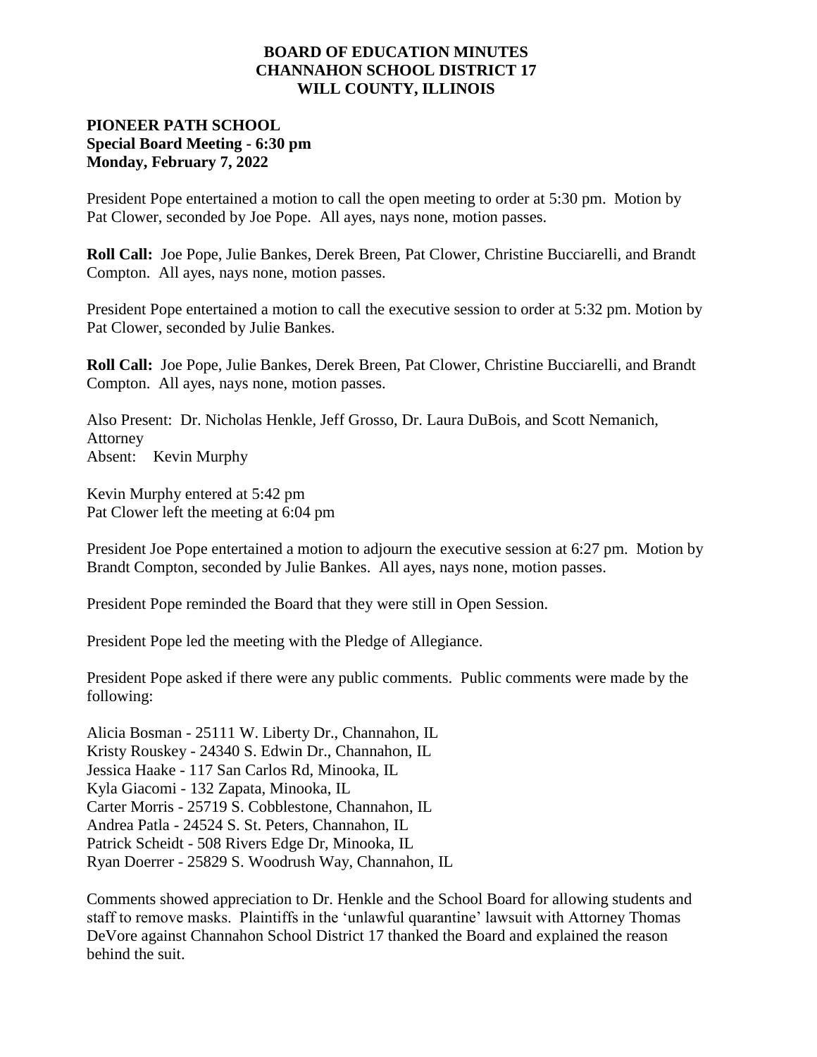# BOARD OF EDUCATION MINUTES
# CHANNAHON SCHOOL DISTRICT 17
# WILL COUNTY, ILLINOIS

**PIONEER PATH SCHOOL**
**Special Board Meeting - 6:30 pm**
**Monday, February 7, 2022**

President Pope entertained a motion to call the open meeting to order at 5:30 pm. Motion by Pat Clower, seconded by Joe Pope. All ayes, nays none, motion passes.

**Roll Call:** Joe Pope, Julie Bankes, Derek Breen, Pat Clower, Christine Bucciarelli, and Brandt Compton. All ayes, nays none, motion passes.

President Pope entertained a motion to call the executive session to order at 5:32 pm. Motion by Pat Clower, seconded by Julie Bankes.

**Roll Call:** Joe Pope, Julie Bankes, Derek Breen, Pat Clower, Christine Bucciarelli, and Brandt Compton. All ayes, nays none, motion passes.

Also Present: Dr. Nicholas Henkle, Jeff Grosso, Dr. Laura DuBois, and Scott Nemanich, Attorney
Absent: Kevin Murphy

Kevin Murphy entered at 5:42 pm
Pat Clower left the meeting at 6:04 pm

President Joe Pope entertained a motion to adjourn the executive session at 6:27 pm. Motion by Brandt Compton, seconded by Julie Bankes. All ayes, nays none, motion passes.

President Pope reminded the Board that they were still in Open Session.

President Pope led the meeting with the Pledge of Allegiance.

President Pope asked if there were any public comments. Public comments were made by the following:

Alicia Bosman - 25111 W. Liberty Dr., Channahon, IL
Kristy Rouskey - 24340 S. Edwin Dr., Channahon, IL
Jessica Haake - 117 San Carlos Rd, Minooka, IL
Kyla Giacomi - 132 Zapata, Minooka, IL
Carter Morris - 25719 S. Cobblestone, Channahon, IL
Andrea Patla - 24524 S. St. Peters, Channahon, IL
Patrick Scheidt - 508 Rivers Edge Dr, Minooka, IL
Ryan Doerrer - 25829 S. Woodrush Way, Channahon, IL

Comments showed appreciation to Dr. Henkle and the School Board for allowing students and staff to remove masks. Plaintiffs in the 'unlawful quarantine' lawsuit with Attorney Thomas DeVore against Channahon School District 17 thanked the Board and explained the reason behind the suit.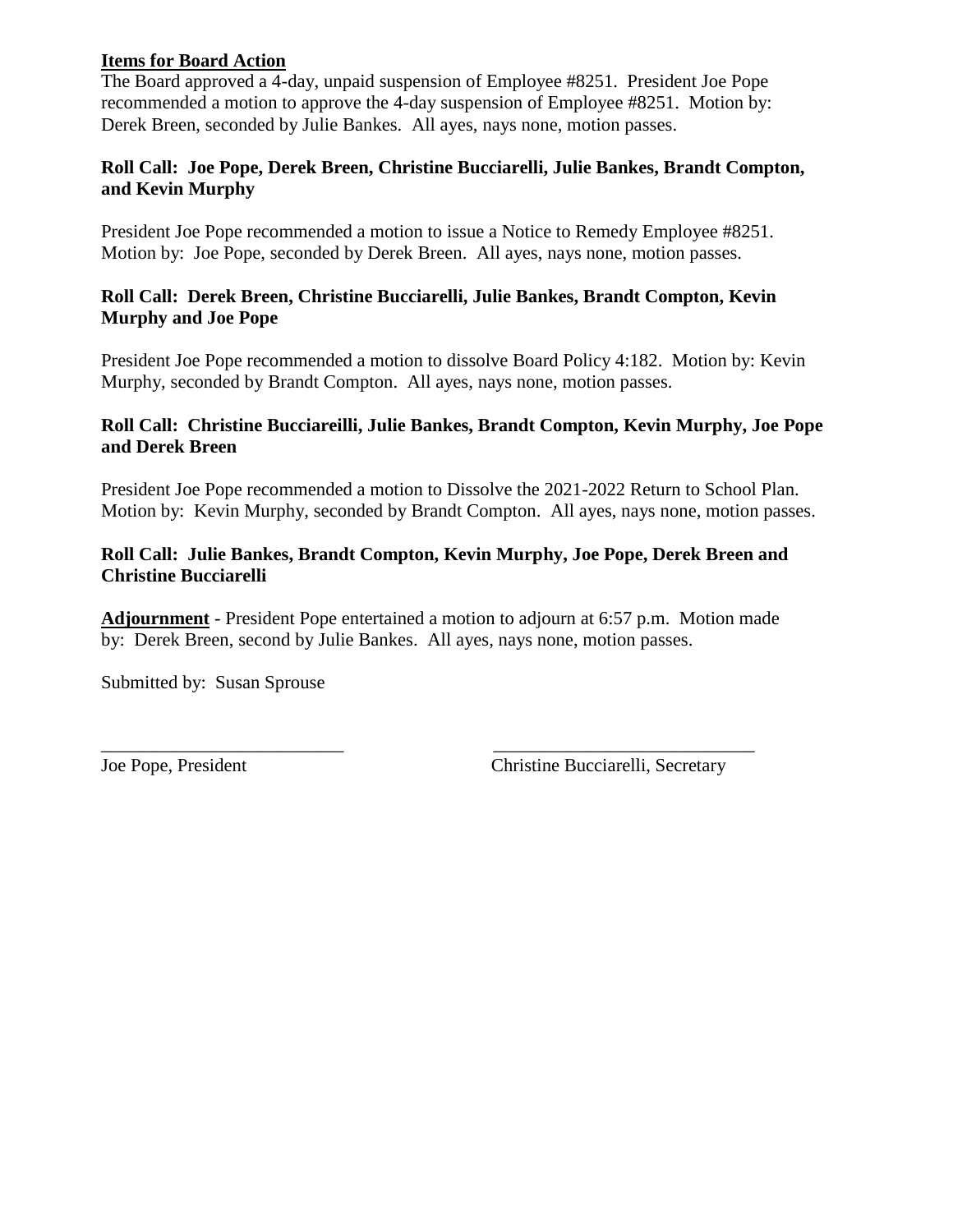**Items for Board Action**

The Board approved a 4-day, unpaid suspension of Employee #8251. President Joe Pope recommended a motion to approve the 4-day suspension of Employee #8251. Motion by: Derek Breen, seconded by Julie Bankes. All ayes, nays none, motion passes.

**Roll Call: Joe Pope, Derek Breen, Christine Bucciarelli, Julie Bankes, Brandt Compton, and Kevin Murphy**

President Joe Pope recommended a motion to issue a Notice to Remedy Employee #8251. Motion by: Joe Pope, seconded by Derek Breen. All ayes, nays none, motion passes.

**Roll Call: Derek Breen, Christine Bucciarelli, Julie Bankes, Brandt Compton, Kevin Murphy and Joe Pope**

President Joe Pope recommended a motion to dissolve Board Policy 4:182. Motion by: Kevin Murphy, seconded by Brandt Compton. All ayes, nays none, motion passes.

**Roll Call: Christine Bucciareilli, Julie Bankes, Brandt Compton, Kevin Murphy, Joe Pope and Derek Breen**

President Joe Pope recommended a motion to Dissolve the 2021-2022 Return to School Plan. Motion by: Kevin Murphy, seconded by Brandt Compton. All ayes, nays none, motion passes.

**Roll Call: Julie Bankes, Brandt Compton, Kevin Murphy, Joe Pope, Derek Breen and Christine Bucciarelli**

**Adjournment** - President Pope entertained a motion to adjourn at 6:57 p.m. Motion made by: Derek Breen, second by Julie Bankes. All ayes, nays none, motion passes.

Submitted by: Susan Sprouse

___________________________ ___________________________

Joe Pope, President Christine Bucciarelli, Secretary